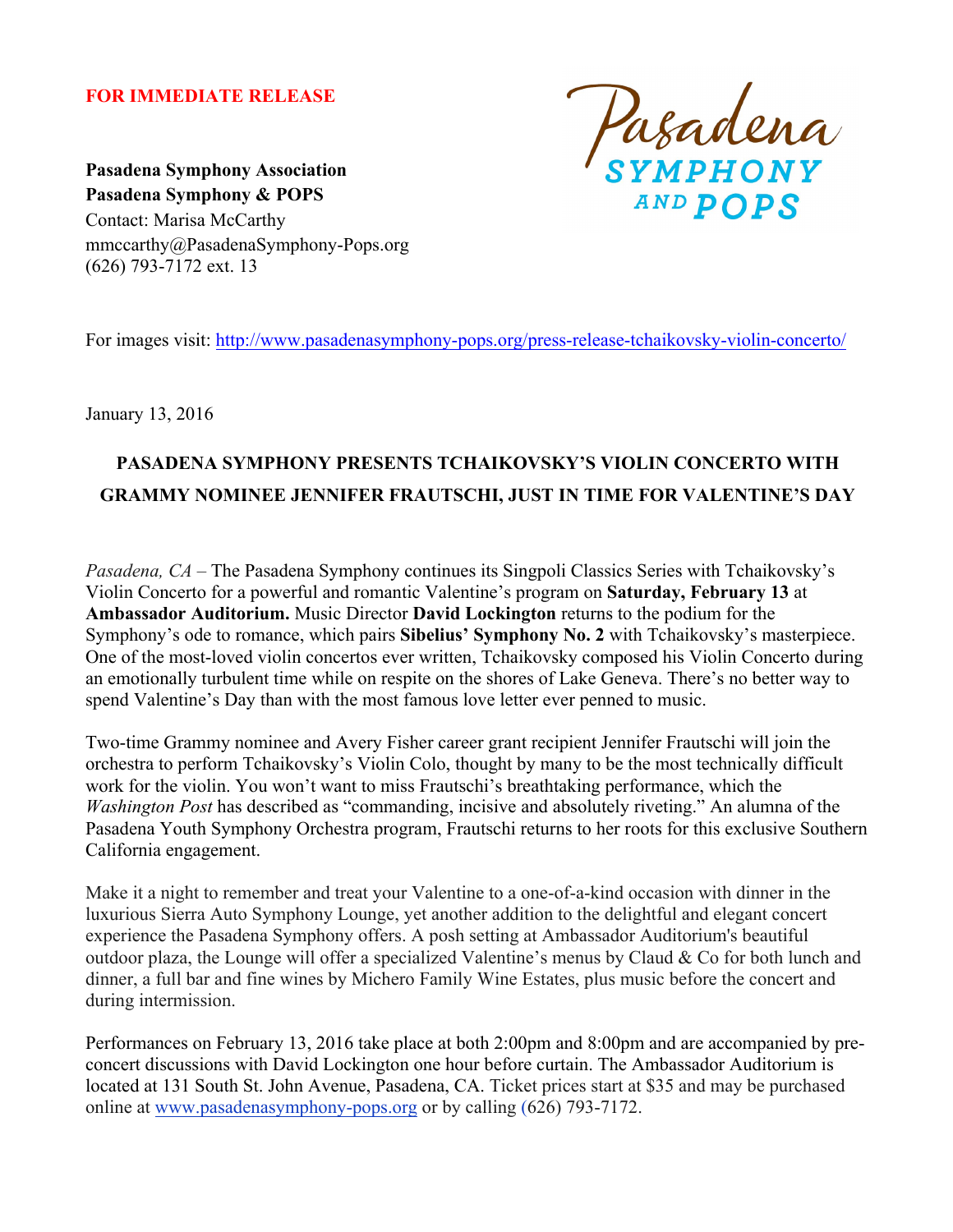**FOR IMMEDIATE RELEASE**

Pasadena SYMPHONY AND POPS

**Pasadena Symphony Association**
**Pasadena Symphony & POPS**
Contact: Marisa McCarthy
mmccarthy@PasadenaSymphony-Pops.org
(626) 793-7172 ext. 13

For images visit: http://www.pasadenasymphony-pops.org/press-release-tchaikovsky-violin-concerto/

January 13, 2016

## PASADENA SYMPHONY PRESENTS TCHAIKOVSKY'S VIOLIN CONCERTO WITH GRAMMY NOMINEE JENNIFER FRAUTSCHI, JUST IN TIME FOR VALENTINE'S DAY

*Pasadena, CA* – The Pasadena Symphony continues its Singpoli Classics Series with Tchaikovsky's Violin Concerto for a powerful and romantic Valentine's program on **Saturday, February 13** at **Ambassador Auditorium.** Music Director **David Lockington** returns to the podium for the Symphony's ode to romance, which pairs **Sibelius' Symphony No. 2** with Tchaikovsky's masterpiece. One of the most-loved violin concertos ever written, Tchaikovsky composed his Violin Concerto during an emotionally turbulent time while on respite on the shores of Lake Geneva. There's no better way to spend Valentine's Day than with the most famous love letter ever penned to music.

Two-time Grammy nominee and Avery Fisher career grant recipient Jennifer Frautschi will join the orchestra to perform Tchaikovsky's Violin Colo, thought by many to be the most technically difficult work for the violin. You won't want to miss Frautschi's breathtaking performance, which the *Washington Post* has described as "commanding, incisive and absolutely riveting." An alumna of the Pasadena Youth Symphony Orchestra program, Frautschi returns to her roots for this exclusive Southern California engagement.

Make it a night to remember and treat your Valentine to a one-of-a-kind occasion with dinner in the luxurious Sierra Auto Symphony Lounge, yet another addition to the delightful and elegant concert experience the Pasadena Symphony offers. A posh setting at Ambassador Auditorium's beautiful outdoor plaza, the Lounge will offer a specialized Valentine's menus by Claud & Co for both lunch and dinner, a full bar and fine wines by Michero Family Wine Estates, plus music before the concert and during intermission.

Performances on February 13, 2016 take place at both 2:00pm and 8:00pm and are accompanied by pre-concert discussions with David Lockington one hour before curtain. The Ambassador Auditorium is located at 131 South St. John Avenue, Pasadena, CA. Ticket prices start at $35 and may be purchased online at www.pasadenasymphony-pops.org or by calling (626) 793-7172.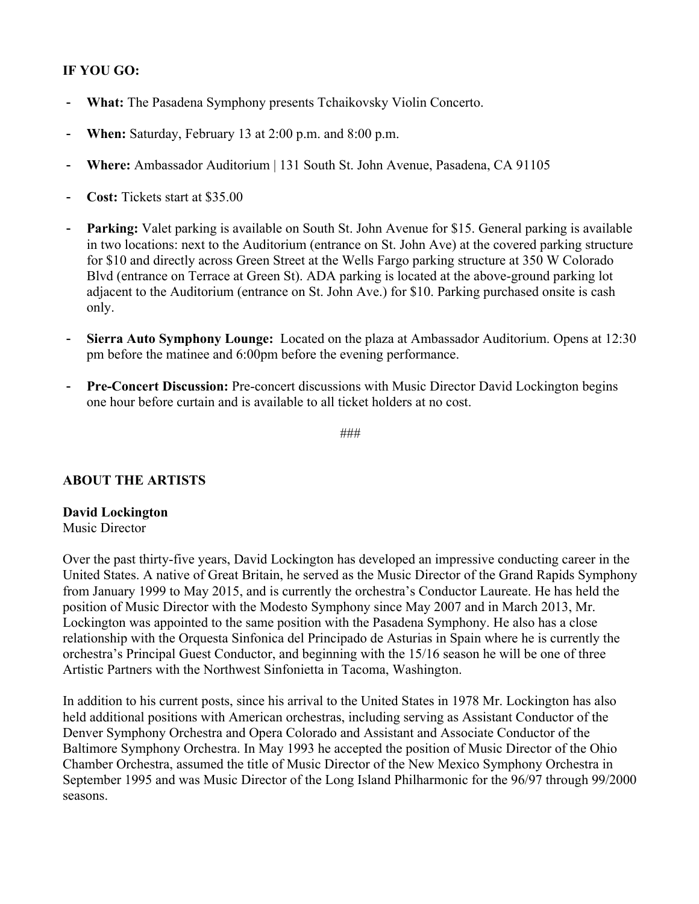**IF YOU GO:**

- **What:** The Pasadena Symphony presents Tchaikovsky Violin Concerto.
- **When:** Saturday, February 13 at 2:00 p.m. and 8:00 p.m.
- **Where:** Ambassador Auditorium | 131 South St. John Avenue, Pasadena, CA 91105
- **Cost:** Tickets start at $35.00
- **Parking:** Valet parking is available on South St. John Avenue for $15. General parking is available in two locations: next to the Auditorium (entrance on St. John Ave) at the covered parking structure for $10 and directly across Green Street at the Wells Fargo parking structure at 350 W Colorado Blvd (entrance on Terrace at Green St). ADA parking is located at the above-ground parking lot adjacent to the Auditorium (entrance on St. John Ave.) for $10. Parking purchased onsite is cash only.
- **Sierra Auto Symphony Lounge:** Located on the plaza at Ambassador Auditorium. Opens at 12:30 pm before the matinee and 6:00pm before the evening performance.
- **Pre-Concert Discussion:** Pre-concert discussions with Music Director David Lockington begins one hour before curtain and is available to all ticket holders at no cost.

###

**ABOUT THE ARTISTS**

**David Lockington**
Music Director

Over the past thirty-five years, David Lockington has developed an impressive conducting career in the United States. A native of Great Britain, he served as the Music Director of the Grand Rapids Symphony from January 1999 to May 2015, and is currently the orchestra's Conductor Laureate. He has held the position of Music Director with the Modesto Symphony since May 2007 and in March 2013, Mr. Lockington was appointed to the same position with the Pasadena Symphony. He also has a close relationship with the Orquesta Sinfonica del Principado de Asturias in Spain where he is currently the orchestra's Principal Guest Conductor, and beginning with the 15/16 season he will be one of three Artistic Partners with the Northwest Sinfonietta in Tacoma, Washington.

In addition to his current posts, since his arrival to the United States in 1978 Mr. Lockington has also held additional positions with American orchestras, including serving as Assistant Conductor of the Denver Symphony Orchestra and Opera Colorado and Assistant and Associate Conductor of the Baltimore Symphony Orchestra. In May 1993 he accepted the position of Music Director of the Ohio Chamber Orchestra, assumed the title of Music Director of the New Mexico Symphony Orchestra in September 1995 and was Music Director of the Long Island Philharmonic for the 96/97 through 99/2000 seasons.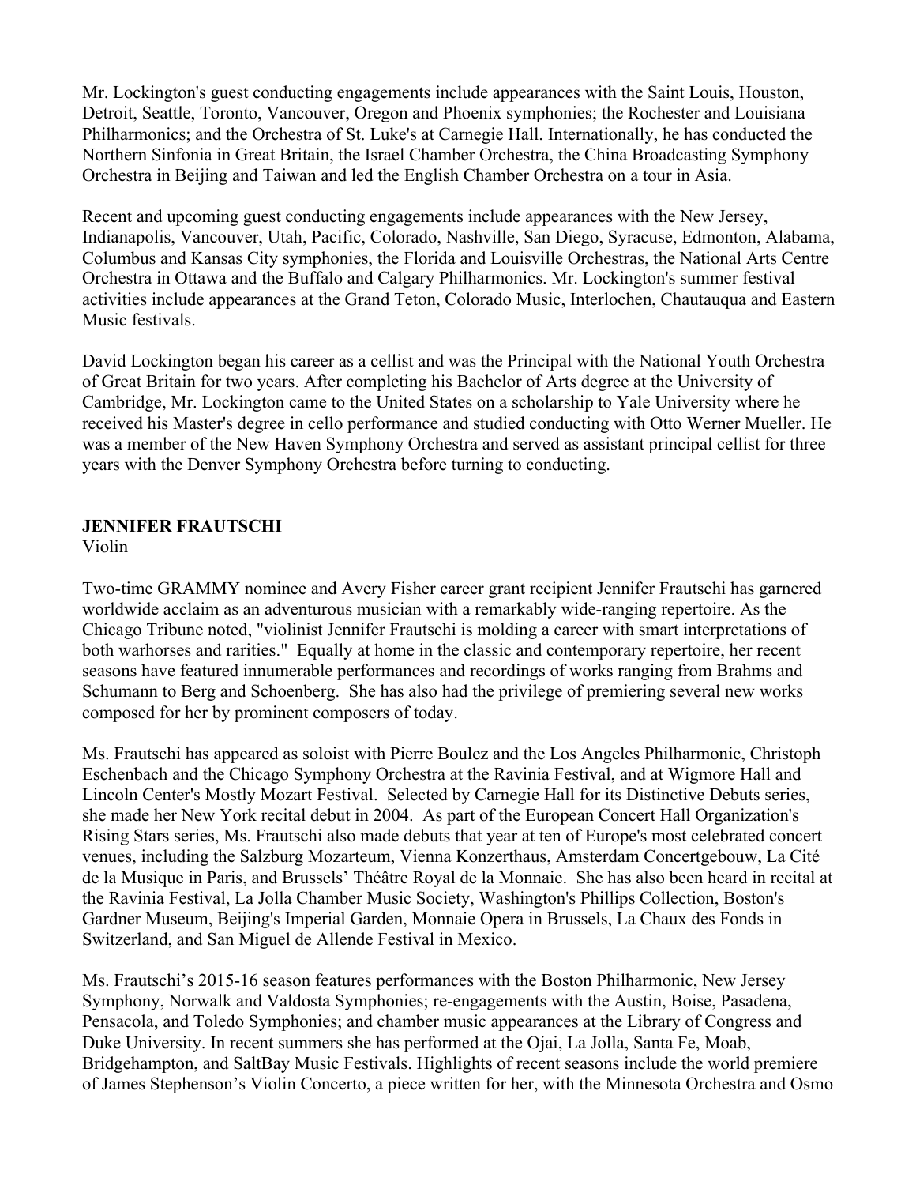Mr. Lockington's guest conducting engagements include appearances with the Saint Louis, Houston, Detroit, Seattle, Toronto, Vancouver, Oregon and Phoenix symphonies; the Rochester and Louisiana Philharmonics; and the Orchestra of St. Luke's at Carnegie Hall. Internationally, he has conducted the Northern Sinfonia in Great Britain, the Israel Chamber Orchestra, the China Broadcasting Symphony Orchestra in Beijing and Taiwan and led the English Chamber Orchestra on a tour in Asia.

Recent and upcoming guest conducting engagements include appearances with the New Jersey, Indianapolis, Vancouver, Utah, Pacific, Colorado, Nashville, San Diego, Syracuse, Edmonton, Alabama, Columbus and Kansas City symphonies, the Florida and Louisville Orchestras, the National Arts Centre Orchestra in Ottawa and the Buffalo and Calgary Philharmonics. Mr. Lockington's summer festival activities include appearances at the Grand Teton, Colorado Music, Interlochen, Chautauqua and Eastern Music festivals.

David Lockington began his career as a cellist and was the Principal with the National Youth Orchestra of Great Britain for two years. After completing his Bachelor of Arts degree at the University of Cambridge, Mr. Lockington came to the United States on a scholarship to Yale University where he received his Master's degree in cello performance and studied conducting with Otto Werner Mueller. He was a member of the New Haven Symphony Orchestra and served as assistant principal cellist for three years with the Denver Symphony Orchestra before turning to conducting.

**JENNIFER FRAUTSCHI**
Violin

Two-time GRAMMY nominee and Avery Fisher career grant recipient Jennifer Frautschi has garnered worldwide acclaim as an adventurous musician with a remarkably wide-ranging repertoire. As the Chicago Tribune noted, "violinist Jennifer Frautschi is molding a career with smart interpretations of both warhorses and rarities." Equally at home in the classic and contemporary repertoire, her recent seasons have featured innumerable performances and recordings of works ranging from Brahms and Schumann to Berg and Schoenberg. She has also had the privilege of premiering several new works composed for her by prominent composers of today.

Ms. Frautschi has appeared as soloist with Pierre Boulez and the Los Angeles Philharmonic, Christoph Eschenbach and the Chicago Symphony Orchestra at the Ravinia Festival, and at Wigmore Hall and Lincoln Center's Mostly Mozart Festival. Selected by Carnegie Hall for its Distinctive Debuts series, she made her New York recital debut in 2004. As part of the European Concert Hall Organization's Rising Stars series, Ms. Frautschi also made debuts that year at ten of Europe's most celebrated concert venues, including the Salzburg Mozarteum, Vienna Konzerthaus, Amsterdam Concertgebouw, La Cité de la Musique in Paris, and Brussels' Théâtre Royal de la Monnaie. She has also been heard in recital at the Ravinia Festival, La Jolla Chamber Music Society, Washington's Phillips Collection, Boston's Gardner Museum, Beijing's Imperial Garden, Monnaie Opera in Brussels, La Chaux des Fonds in Switzerland, and San Miguel de Allende Festival in Mexico.

Ms. Frautschi's 2015-16 season features performances with the Boston Philharmonic, New Jersey Symphony, Norwalk and Valdosta Symphonies; re-engagements with the Austin, Boise, Pasadena, Pensacola, and Toledo Symphonies; and chamber music appearances at the Library of Congress and Duke University. In recent summers she has performed at the Ojai, La Jolla, Santa Fe, Moab, Bridgehampton, and SaltBay Music Festivals. Highlights of recent seasons include the world premiere of James Stephenson's Violin Concerto, a piece written for her, with the Minnesota Orchestra and Osmo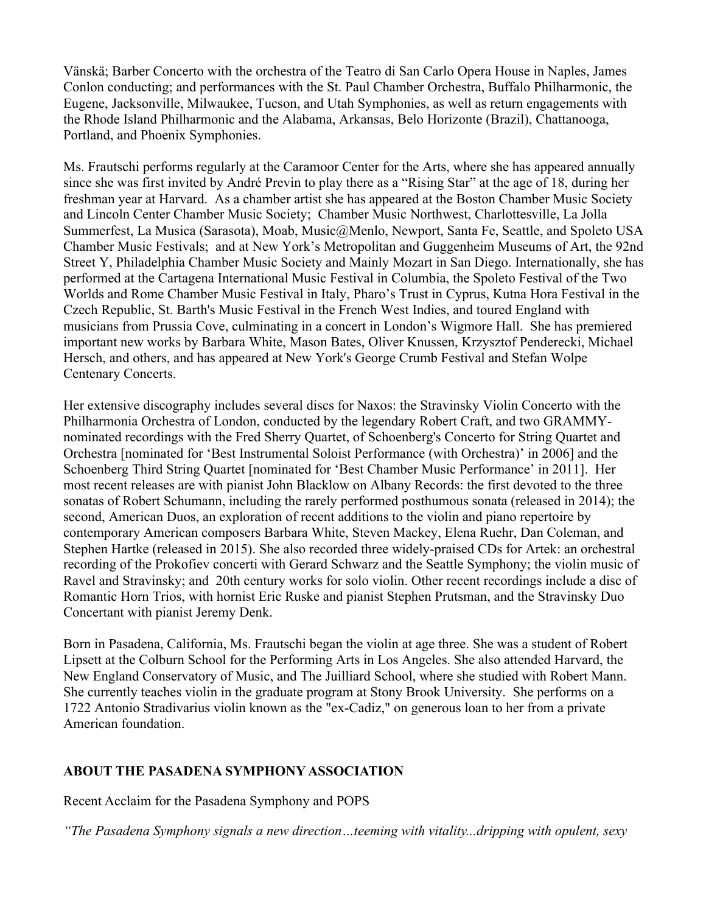Vänskä; Barber Concerto with the orchestra of the Teatro di San Carlo Opera House in Naples, James Conlon conducting; and performances with the St. Paul Chamber Orchestra, Buffalo Philharmonic, the Eugene, Jacksonville, Milwaukee, Tucson, and Utah Symphonies, as well as return engagements with the Rhode Island Philharmonic and the Alabama, Arkansas, Belo Horizonte (Brazil), Chattanooga, Portland, and Phoenix Symphonies.

Ms. Frautschi performs regularly at the Caramoor Center for the Arts, where she has appeared annually since she was first invited by André Previn to play there as a "Rising Star" at the age of 18, during her freshman year at Harvard. As a chamber artist she has appeared at the Boston Chamber Music Society and Lincoln Center Chamber Music Society; Chamber Music Northwest, Charlottesville, La Jolla Summerfest, La Musica (Sarasota), Moab, Music@Menlo, Newport, Santa Fe, Seattle, and Spoleto USA Chamber Music Festivals; and at New York's Metropolitan and Guggenheim Museums of Art, the 92nd Street Y, Philadelphia Chamber Music Society and Mainly Mozart in San Diego. Internationally, she has performed at the Cartagena International Music Festival in Columbia, the Spoleto Festival of the Two Worlds and Rome Chamber Music Festival in Italy, Pharo's Trust in Cyprus, Kutna Hora Festival in the Czech Republic, St. Barth's Music Festival in the French West Indies, and toured England with musicians from Prussia Cove, culminating in a concert in London's Wigmore Hall. She has premiered important new works by Barbara White, Mason Bates, Oliver Knussen, Krzysztof Penderecki, Michael Hersch, and others, and has appeared at New York's George Crumb Festival and Stefan Wolpe Centenary Concerts.

Her extensive discography includes several discs for Naxos: the Stravinsky Violin Concerto with the Philharmonia Orchestra of London, conducted by the legendary Robert Craft, and two GRAMMY-nominated recordings with the Fred Sherry Quartet, of Schoenberg's Concerto for String Quartet and Orchestra [nominated for 'Best Instrumental Soloist Performance (with Orchestra)' in 2006] and the Schoenberg Third String Quartet [nominated for 'Best Chamber Music Performance' in 2011]. Her most recent releases are with pianist John Blacklow on Albany Records: the first devoted to the three sonatas of Robert Schumann, including the rarely performed posthumous sonata (released in 2014); the second, American Duos, an exploration of recent additions to the violin and piano repertoire by contemporary American composers Barbara White, Steven Mackey, Elena Ruehr, Dan Coleman, and Stephen Hartke (released in 2015). She also recorded three widely-praised CDs for Artek: an orchestral recording of the Prokofiev concerti with Gerard Schwarz and the Seattle Symphony; the violin music of Ravel and Stravinsky; and 20th century works for solo violin. Other recent recordings include a disc of Romantic Horn Trios, with hornist Eric Ruske and pianist Stephen Prutsman, and the Stravinsky Duo Concertant with pianist Jeremy Denk.

Born in Pasadena, California, Ms. Frautschi began the violin at age three. She was a student of Robert Lipsett at the Colburn School for the Performing Arts in Los Angeles. She also attended Harvard, the New England Conservatory of Music, and The Juilliard School, where she studied with Robert Mann. She currently teaches violin in the graduate program at Stony Brook University. She performs on a 1722 Antonio Stradivarius violin known as the "ex-Cadiz," on generous loan to her from a private American foundation.

## ABOUT THE PASADENA SYMPHONY ASSOCIATION

Recent Acclaim for the Pasadena Symphony and POPS

*"The Pasadena Symphony signals a new direction…teeming with vitality...dripping with opulent, sexy*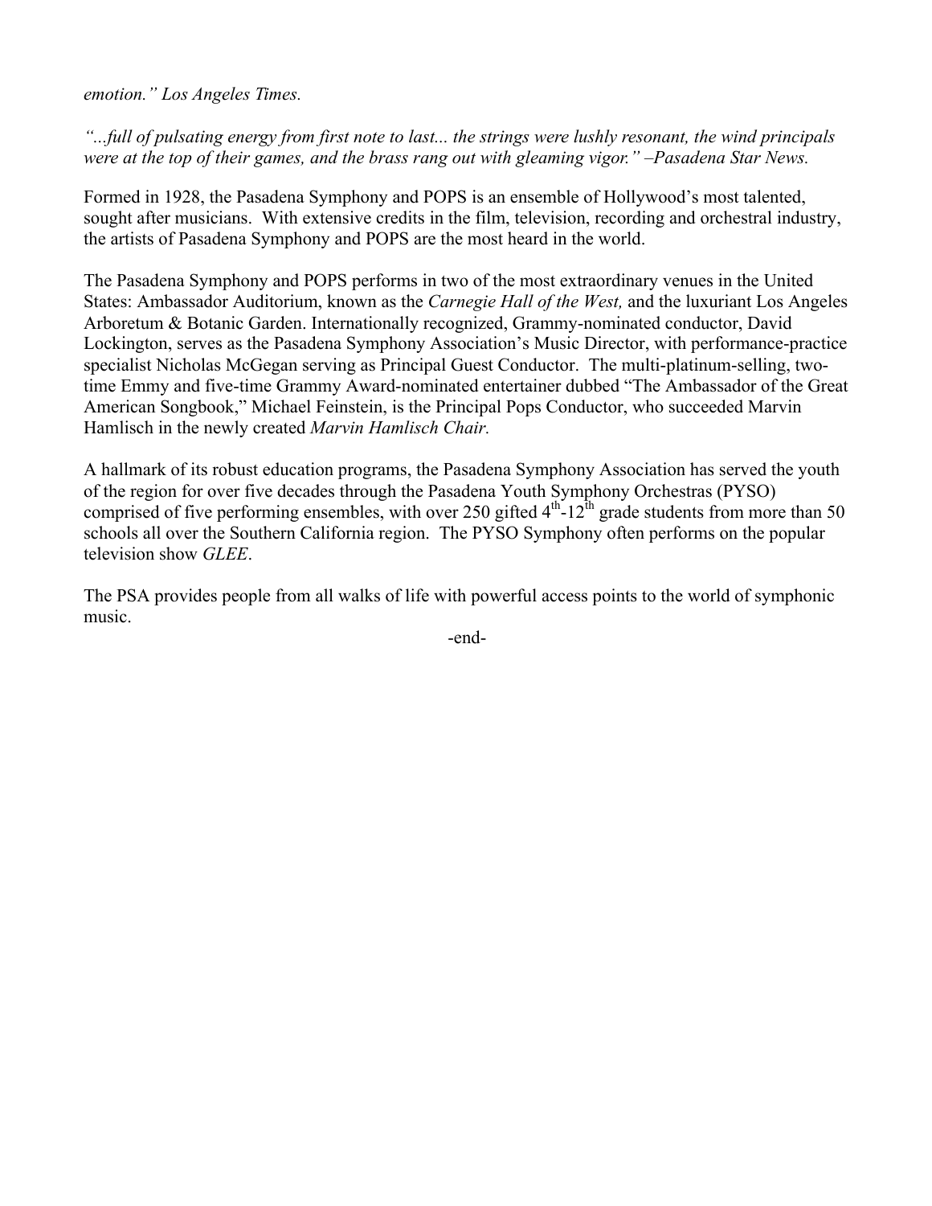*emotion." Los Angeles Times.*

*"...full of pulsating energy from first note to last... the strings were lushly resonant, the wind principals were at the top of their games, and the brass rang out with gleaming vigor." –Pasadena Star News.*

Formed in 1928, the Pasadena Symphony and POPS is an ensemble of Hollywood's most talented, sought after musicians. With extensive credits in the film, television, recording and orchestral industry, the artists of Pasadena Symphony and POPS are the most heard in the world.

The Pasadena Symphony and POPS performs in two of the most extraordinary venues in the United States: Ambassador Auditorium, known as the *Carnegie Hall of the West,* and the luxuriant Los Angeles Arboretum & Botanic Garden. Internationally recognized, Grammy-nominated conductor, David Lockington, serves as the Pasadena Symphony Association's Music Director, with performance-practice specialist Nicholas McGegan serving as Principal Guest Conductor. The multi-platinum-selling, two-time Emmy and five-time Grammy Award-nominated entertainer dubbed "The Ambassador of the Great American Songbook," Michael Feinstein, is the Principal Pops Conductor, who succeeded Marvin Hamlisch in the newly created *Marvin Hamlisch Chair.*

A hallmark of its robust education programs, the Pasadena Symphony Association has served the youth of the region for over five decades through the Pasadena Youth Symphony Orchestras (PYSO) comprised of five performing ensembles, with over 250 gifted 4th-12th grade students from more than 50 schools all over the Southern California region. The PYSO Symphony often performs on the popular television show *GLEE*.

The PSA provides people from all walks of life with powerful access points to the world of symphonic music.

-end-